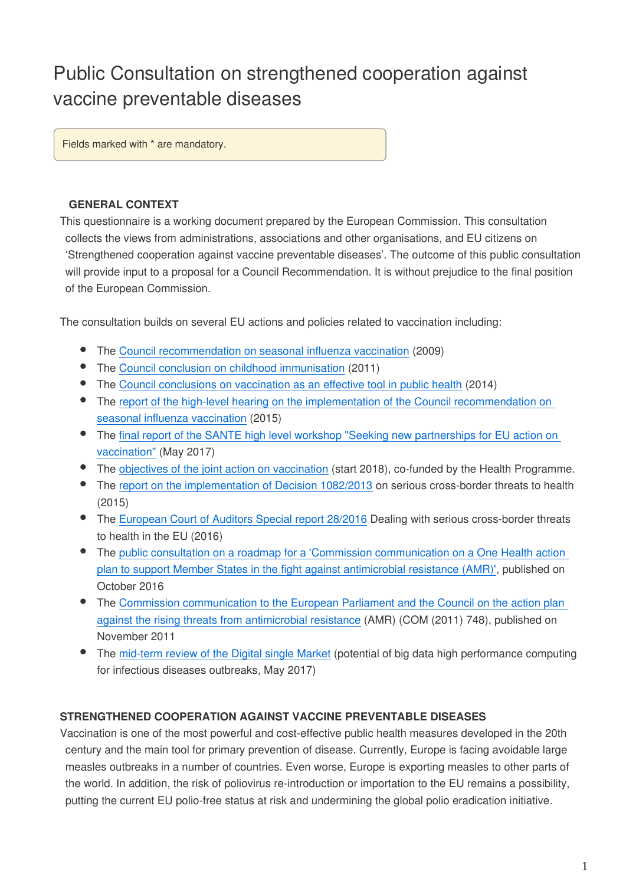# Public Consultation on strengthened cooperation against vaccine preventable diseases

Fields marked with * are mandatory.

### GENERAL CONTEXT

This questionnaire is a working document prepared by the European Commission. This consultation collects the views from administrations, associations and other organisations, and EU citizens on 'Strengthened cooperation against vaccine preventable diseases'. The outcome of this public consultation will provide input to a proposal for a Council Recommendation. It is without prejudice to the final position of the European Commission.

The consultation builds on several EU actions and policies related to vaccination including:

- The Council recommendation on seasonal influenza vaccination (2009)
- The Council conclusion on childhood immunisation (2011)
- The Council conclusions on vaccination as an effective tool in public health (2014)
- The report of the high-level hearing on the implementation of the Council recommendation on seasonal influenza vaccination (2015)
- The final report of the SANTE high level workshop "Seeking new partnerships for EU action on vaccination" (May 2017)
- The objectives of the joint action on vaccination (start 2018), co-funded by the Health Programme.
- The report on the implementation of Decision 1082/2013 on serious cross-border threats to health (2015)
- The European Court of Auditors Special report 28/2016 Dealing with serious cross-border threats to health in the EU (2016)
- The public consultation on a roadmap for a 'Commission communication on a One Health action plan to support Member States in the fight against antimicrobial resistance (AMR)', published on October 2016
- The Commission communication to the European Parliament and the Council on the action plan against the rising threats from antimicrobial resistance (AMR) (COM (2011) 748), published on November 2011
- The mid-term review of the Digital single Market (potential of big data high performance computing for infectious diseases outbreaks, May 2017)

### STRENGTHENED COOPERATION AGAINST VACCINE PREVENTABLE DISEASES

Vaccination is one of the most powerful and cost-effective public health measures developed in the 20th century and the main tool for primary prevention of disease. Currently, Europe is facing avoidable large measles outbreaks in a number of countries. Even worse, Europe is exporting measles to other parts of the world. In addition, the risk of poliovirus re-introduction or importation to the EU remains a possibility, putting the current EU polio-free status at risk and undermining the global polio eradication initiative.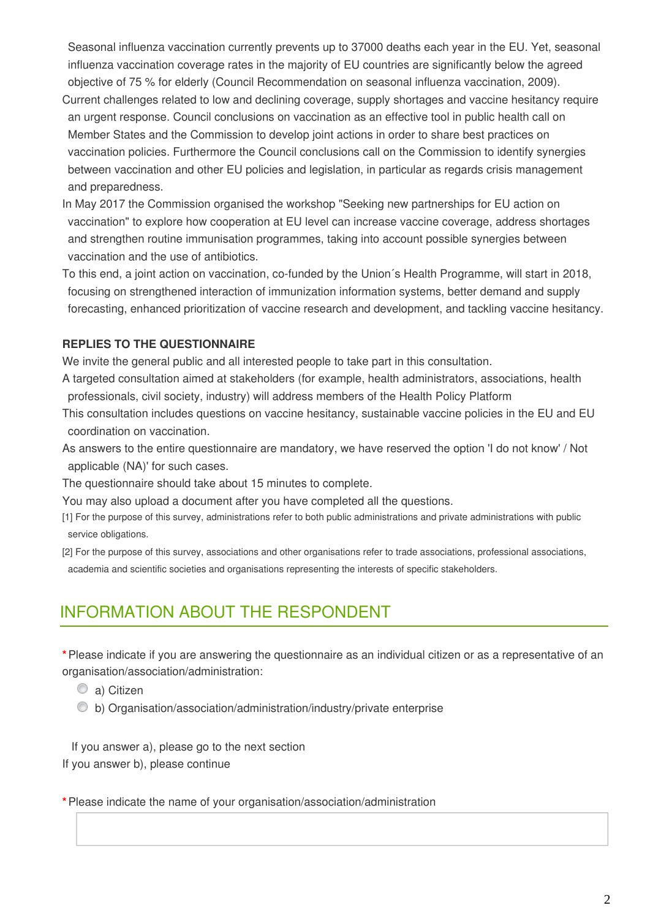Seasonal influenza vaccination currently prevents up to 37000 deaths each year in the EU. Yet, seasonal influenza vaccination coverage rates in the majority of EU countries are significantly below the agreed objective of 75 % for elderly (Council Recommendation on seasonal influenza vaccination, 2009).

Current challenges related to low and declining coverage, supply shortages and vaccine hesitancy require an urgent response. Council conclusions on vaccination as an effective tool in public health call on Member States and the Commission to develop joint actions in order to share best practices on vaccination policies. Furthermore the Council conclusions call on the Commission to identify synergies between vaccination and other EU policies and legislation, in particular as regards crisis management and preparedness.

In May 2017 the Commission organised the workshop "Seeking new partnerships for EU action on vaccination" to explore how cooperation at EU level can increase vaccine coverage, address shortages and strengthen routine immunisation programmes, taking into account possible synergies between vaccination and the use of antibiotics.

To this end, a joint action on vaccination, co-funded by the Union´s Health Programme, will start in 2018, focusing on strengthened interaction of immunization information systems, better demand and supply forecasting, enhanced prioritization of vaccine research and development, and tackling vaccine hesitancy.

**REPLIES TO THE QUESTIONNAIRE**

We invite the general public and all interested people to take part in this consultation.

A targeted consultation aimed at stakeholders (for example, health administrators, associations, health professionals, civil society, industry) will address members of the Health Policy Platform

This consultation includes questions on vaccine hesitancy, sustainable vaccine policies in the EU and EU coordination on vaccination.

As answers to the entire questionnaire are mandatory, we have reserved the option 'I do not know' / Not applicable (NA)' for such cases.

The questionnaire should take about 15 minutes to complete.

You may also upload a document after you have completed all the questions.

[1] For the purpose of this survey, administrations refer to both public administrations and private administrations with public service obligations.

[2] For the purpose of this survey, associations and other organisations refer to trade associations, professional associations, academia and scientific societies and organisations representing the interests of specific stakeholders.

## INFORMATION ABOUT THE RESPONDENT

*Please indicate if you are answering the questionnaire as an individual citizen or as a representative of an organisation/association/administration:

- a) Citizen
- b) Organisation/association/administration/industry/private enterprise

If you answer a), please go to the next section

If you answer b), please continue

*Please indicate the name of your organisation/association/administration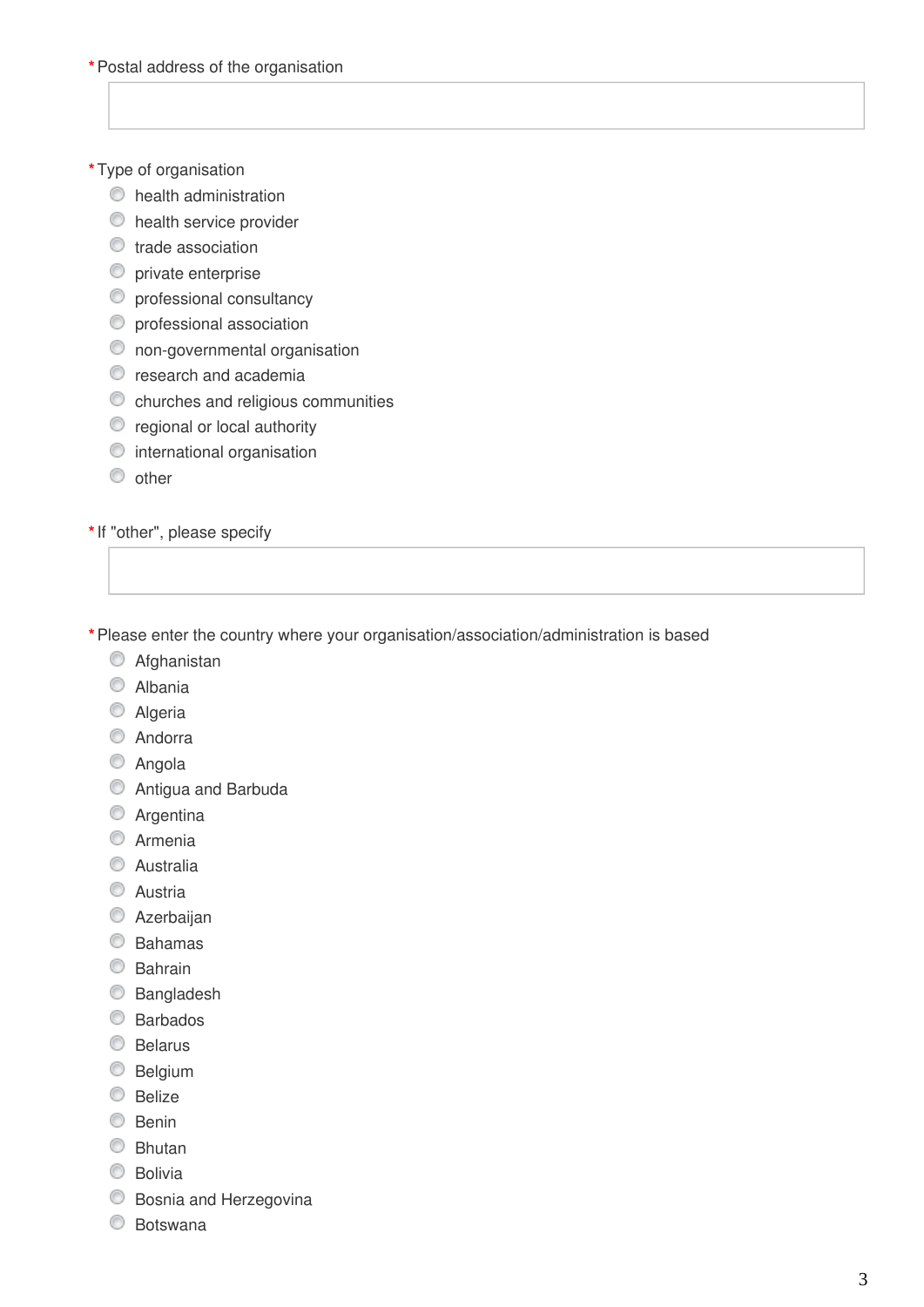*Postal address of the organisation

*Type of organisation
- health administration
- health service provider
- trade association
- private enterprise
- professional consultancy
- professional association
- non-governmental organisation
- research and academia
- churches and religious communities
- regional or local authority
- international organisation
- other

*If "other", please specify

*Please enter the country where your organisation/association/administration is based
- Afghanistan
- Albania
- Algeria
- Andorra
- Angola
- Antigua and Barbuda
- Argentina
- Armenia
- Australia
- Austria
- Azerbaijan
- Bahamas
- Bahrain
- Bangladesh
- Barbados
- Belarus
- Belgium
- Belize
- Benin
- Bhutan
- Bolivia
- Bosnia and Herzegovina
- Botswana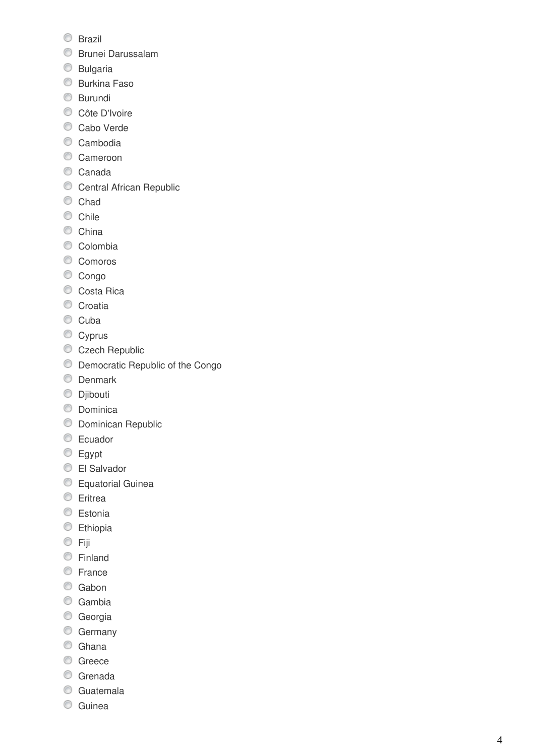- Brazil
- Brunei Darussalam
- Bulgaria
- Burkina Faso
- Burundi
- Côte D'Ivoire
- Cabo Verde
- Cambodia
- Cameroon
- Canada
- Central African Republic
- Chad
- Chile
- China
- Colombia
- Comoros
- Congo
- Costa Rica
- Croatia
- Cuba
- Cyprus
- Czech Republic
- Democratic Republic of the Congo
- Denmark
- Djibouti
- Dominica
- Dominican Republic
- Ecuador
- Egypt
- El Salvador
- Equatorial Guinea
- Eritrea
- Estonia
- Ethiopia
- Fiji
- Finland
- France
- Gabon
- Gambia
- Georgia
- Germany
- Ghana
- Greece
- Grenada
- Guatemala
- Guinea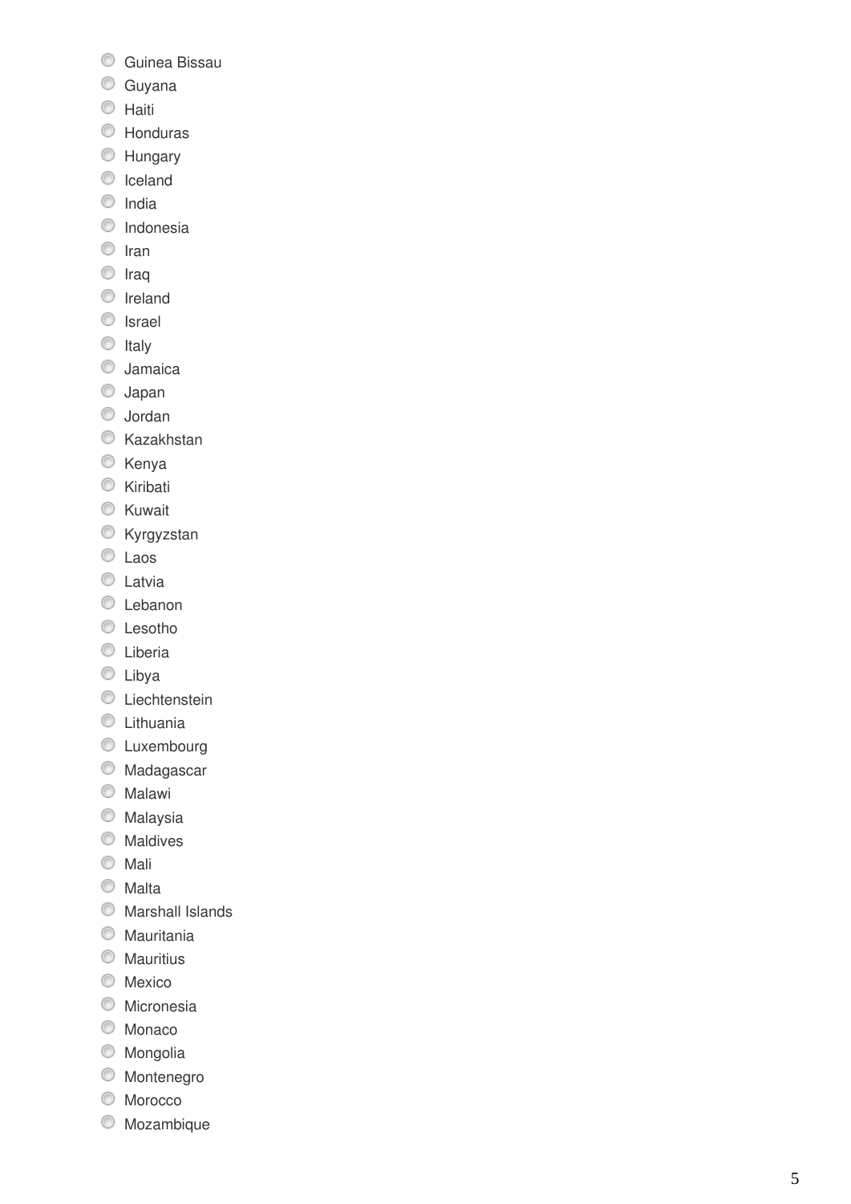- Guinea Bissau
- Guyana
- Haiti
- Honduras
- Hungary
- Iceland
- India
- Indonesia
- Iran
- Iraq
- Ireland
- Israel
- Italy
- Jamaica
- Japan
- Jordan
- Kazakhstan
- Kenya
- Kiribati
- Kuwait
- Kyrgyzstan
- Laos
- Latvia
- Lebanon
- Lesotho
- Liberia
- Libya
- Liechtenstein
- Lithuania
- Luxembourg
- Madagascar
- Malawi
- Malaysia
- Maldives
- Mali
- Malta
- Marshall Islands
- Mauritania
- Mauritius
- Mexico
- Micronesia
- Monaco
- Mongolia
- Montenegro
- Morocco
- Mozambique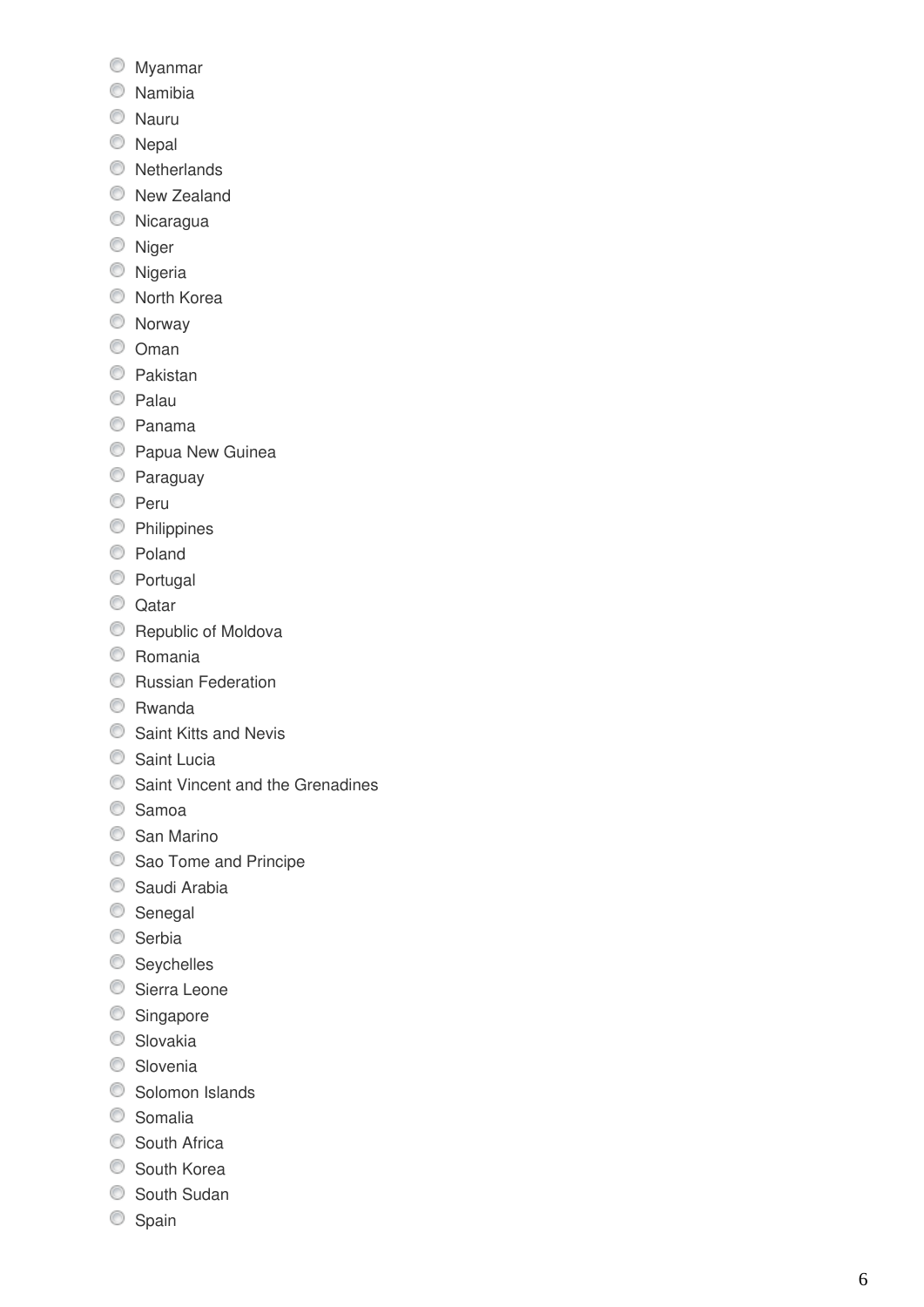- Myanmar
- Namibia
- Nauru
- Nepal
- Netherlands
- New Zealand
- Nicaragua
- Niger
- Nigeria
- North Korea
- Norway
- Oman
- Pakistan
- Palau
- Panama
- Papua New Guinea
- Paraguay
- Peru
- Philippines
- Poland
- Portugal
- Qatar
- Republic of Moldova
- Romania
- Russian Federation
- Rwanda
- Saint Kitts and Nevis
- Saint Lucia
- Saint Vincent and the Grenadines
- Samoa
- San Marino
- Sao Tome and Principe
- Saudi Arabia
- Senegal
- Serbia
- Seychelles
- Sierra Leone
- Singapore
- Slovakia
- Slovenia
- Solomon Islands
- Somalia
- South Africa
- South Korea
- South Sudan
- Spain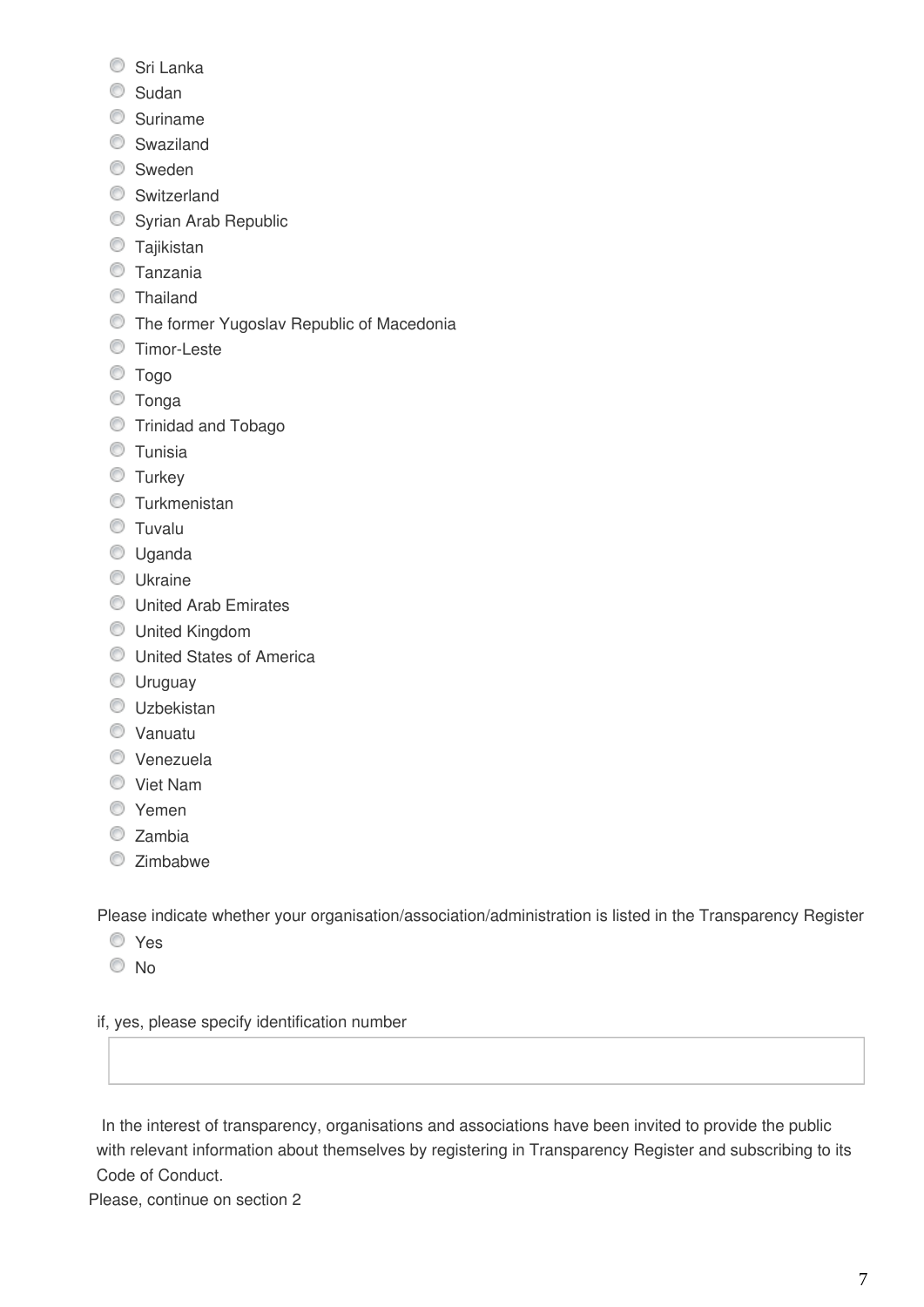- Sri Lanka
- Sudan
- Suriname
- Swaziland
- Sweden
- Switzerland
- Syrian Arab Republic
- Tajikistan
- Tanzania
- Thailand
- The former Yugoslav Republic of Macedonia
- Timor-Leste
- Togo
- Tonga
- Trinidad and Tobago
- Tunisia
- Turkey
- Turkmenistan
- Tuvalu
- Uganda
- Ukraine
- United Arab Emirates
- United Kingdom
- United States of America
- Uruguay
- Uzbekistan
- Vanuatu
- Venezuela
- Viet Nam
- Yemen
- Zambia
- Zimbabwe

Please indicate whether your organisation/association/administration is listed in the Transparency Register

- Yes
- No

if, yes, please specify identification number

In the interest of transparency, organisations and associations have been invited to provide the public with relevant information about themselves by registering in Transparency Register and subscribing to its Code of Conduct.

Please, continue on section 2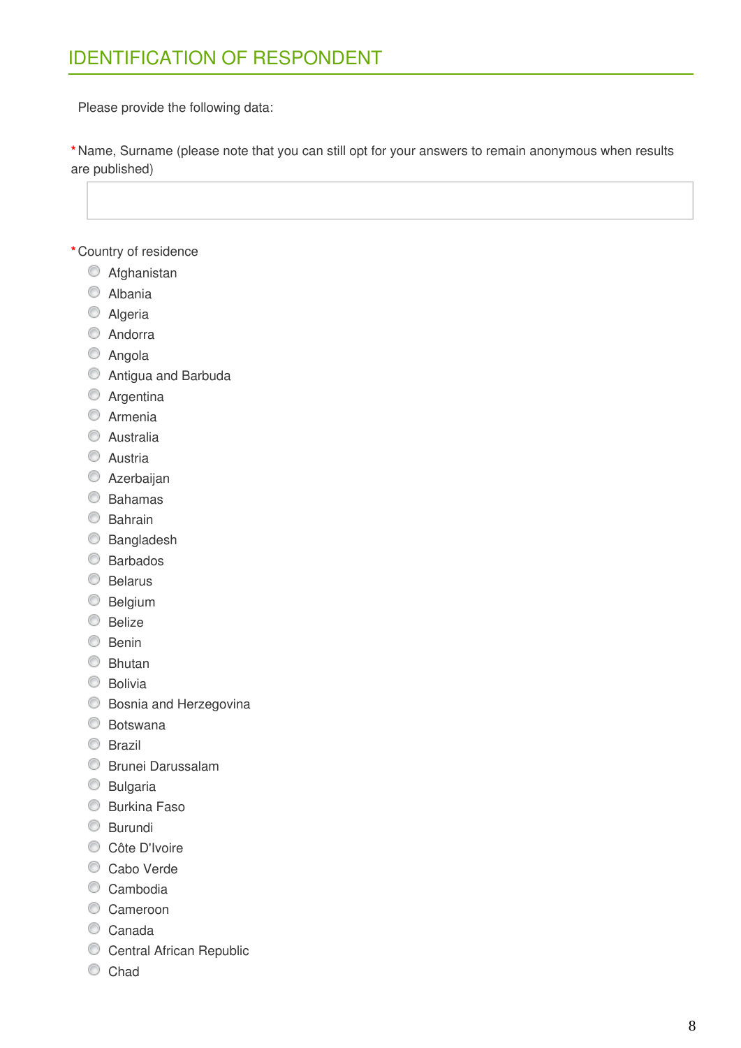## IDENTIFICATION OF RESPONDENT

Please provide the following data:

*Name, Surname (please note that you can still opt for your answers to remain anonymous when results are published)

*Country of residence

- Afghanistan
- Albania
- Algeria
- Andorra
- Angola
- Antigua and Barbuda
- Argentina
- Armenia
- Australia
- Austria
- Azerbaijan
- Bahamas
- Bahrain
- Bangladesh
- Barbados
- Belarus
- Belgium
- Belize
- Benin
- Bhutan
- Bolivia
- Bosnia and Herzegovina
- Botswana
- Brazil
- Brunei Darussalam
- Bulgaria
- Burkina Faso
- Burundi
- Côte D'Ivoire
- Cabo Verde
- Cambodia
- Cameroon
- Canada
- Central African Republic
- Chad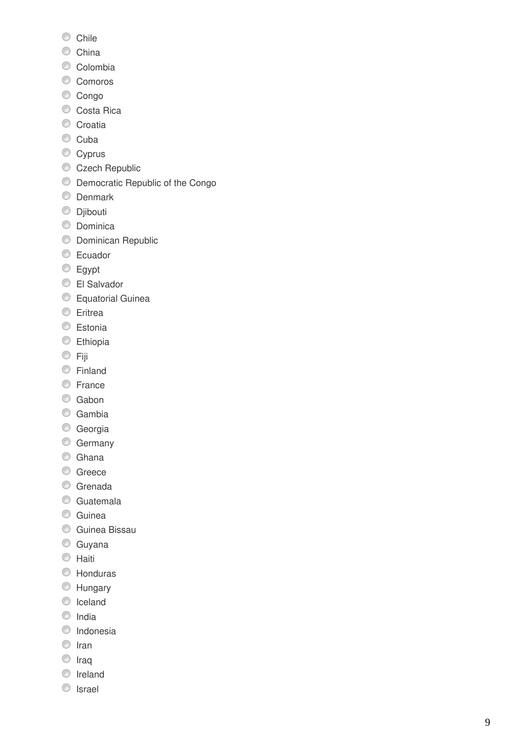- Chile
- China
- Colombia
- Comoros
- Congo
- Costa Rica
- Croatia
- Cuba
- Cyprus
- Czech Republic
- Democratic Republic of the Congo
- Denmark
- Djibouti
- Dominica
- Dominican Republic
- Ecuador
- Egypt
- El Salvador
- Equatorial Guinea
- Eritrea
- Estonia
- Ethiopia
- Fiji
- Finland
- France
- Gabon
- Gambia
- Georgia
- Germany
- Ghana
- Greece
- Grenada
- Guatemala
- Guinea
- Guinea Bissau
- Guyana
- Haiti
- Honduras
- Hungary
- Iceland
- India
- Indonesia
- Iran
- Iraq
- Ireland
- Israel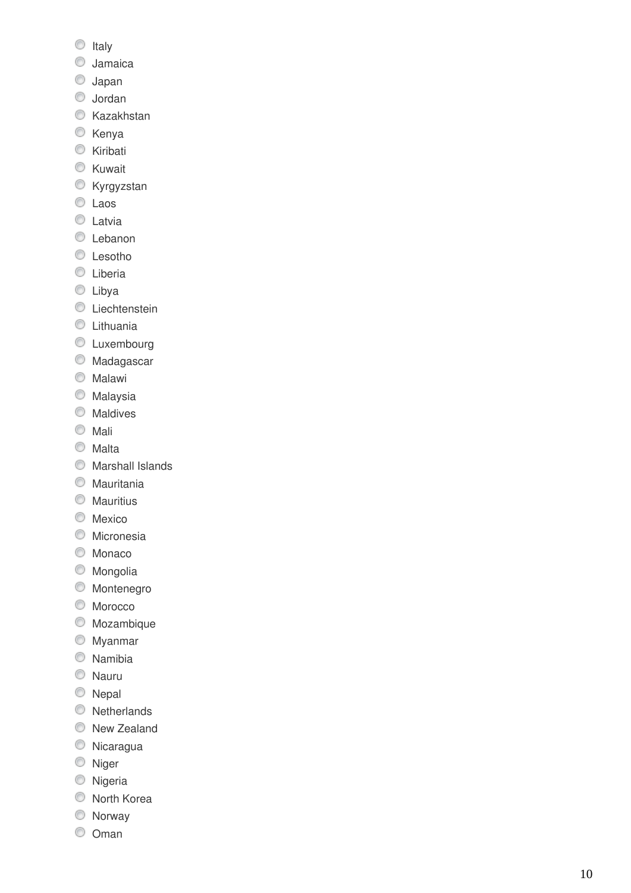- Italy
- Jamaica
- Japan
- Jordan
- Kazakhstan
- Kenya
- Kiribati
- Kuwait
- Kyrgyzstan
- Laos
- Latvia
- Lebanon
- Lesotho
- Liberia
- Libya
- Liechtenstein
- Lithuania
- Luxembourg
- Madagascar
- Malawi
- Malaysia
- Maldives
- Mali
- Malta
- Marshall Islands
- Mauritania
- Mauritius
- Mexico
- Micronesia
- Monaco
- Mongolia
- Montenegro
- Morocco
- Mozambique
- Myanmar
- Namibia
- Nauru
- Nepal
- Netherlands
- New Zealand
- Nicaragua
- Niger
- Nigeria
- North Korea
- Norway
- Oman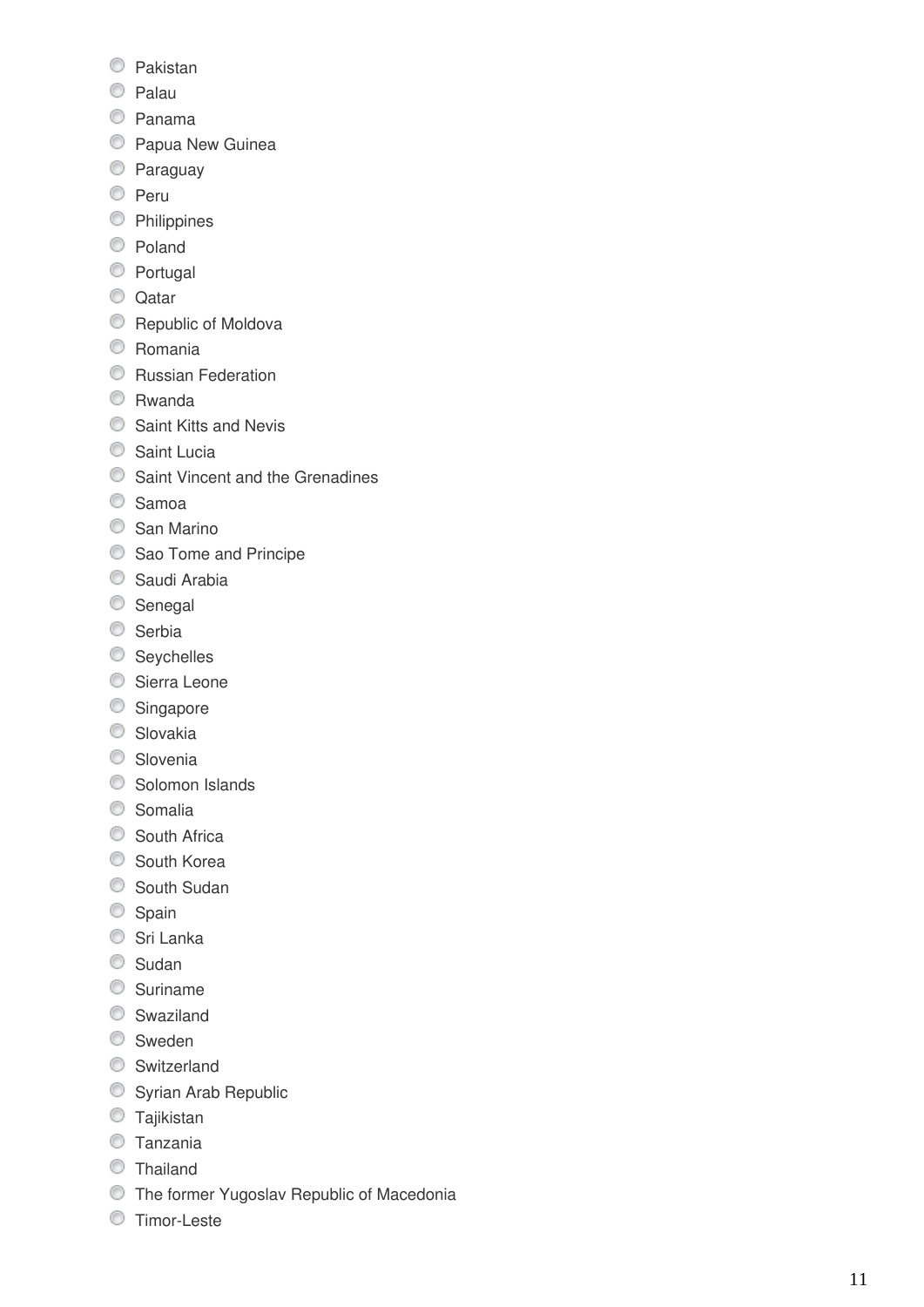- Pakistan
- Palau
- Panama
- Papua New Guinea
- Paraguay
- Peru
- Philippines
- Poland
- Portugal
- Qatar
- Republic of Moldova
- Romania
- Russian Federation
- Rwanda
- Saint Kitts and Nevis
- Saint Lucia
- Saint Vincent and the Grenadines
- Samoa
- San Marino
- Sao Tome and Principe
- Saudi Arabia
- Senegal
- Serbia
- Seychelles
- Sierra Leone
- Singapore
- Slovakia
- Slovenia
- Solomon Islands
- Somalia
- South Africa
- South Korea
- South Sudan
- Spain
- Sri Lanka
- Sudan
- Suriname
- Swaziland
- Sweden
- Switzerland
- Syrian Arab Republic
- Tajikistan
- Tanzania
- Thailand
- The former Yugoslav Republic of Macedonia
- Timor-Leste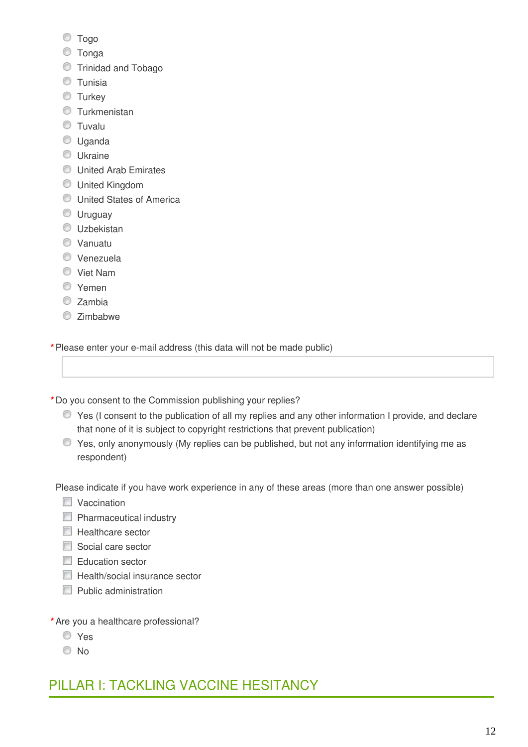- Togo
- Tonga
- Trinidad and Tobago
- Tunisia
- Turkey
- Turkmenistan
- Tuvalu
- Uganda
- Ukraine
- United Arab Emirates
- United Kingdom
- United States of America
- Uruguay
- Uzbekistan
- Vanuatu
- Venezuela
- Viet Nam
- Yemen
- Zambia
- Zimbabwe

*Please enter your e-mail address (this data will not be made public)

*Do you consent to the Commission publishing your replies?

- Yes (I consent to the publication of all my replies and any other information I provide, and declare that none of it is subject to copyright restrictions that prevent publication)
- Yes, only anonymously (My replies can be published, but not any information identifying me as respondent)

Please indicate if you have work experience in any of these areas (more than one answer possible)

- [ ] Vaccination
- [ ] Pharmaceutical industry
- [ ] Healthcare sector
- [ ] Social care sector
- [ ] Education sector
- [ ] Health/social insurance sector
- [ ] Public administration

*Are you a healthcare professional?

- Yes
- No

## PILLAR I: TACKLING VACCINE HESITANCY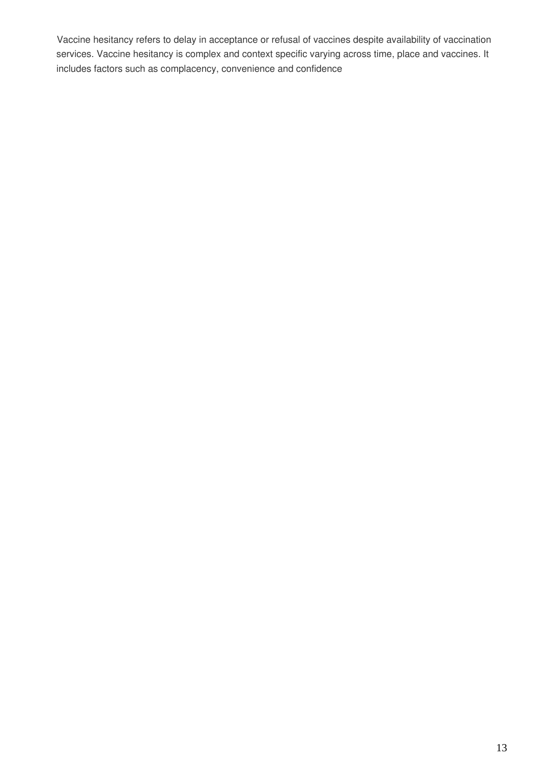Vaccine hesitancy refers to delay in acceptance or refusal of vaccines despite availability of vaccination services. Vaccine hesitancy is complex and context specific varying across time, place and vaccines. It includes factors such as complacency, convenience and confidence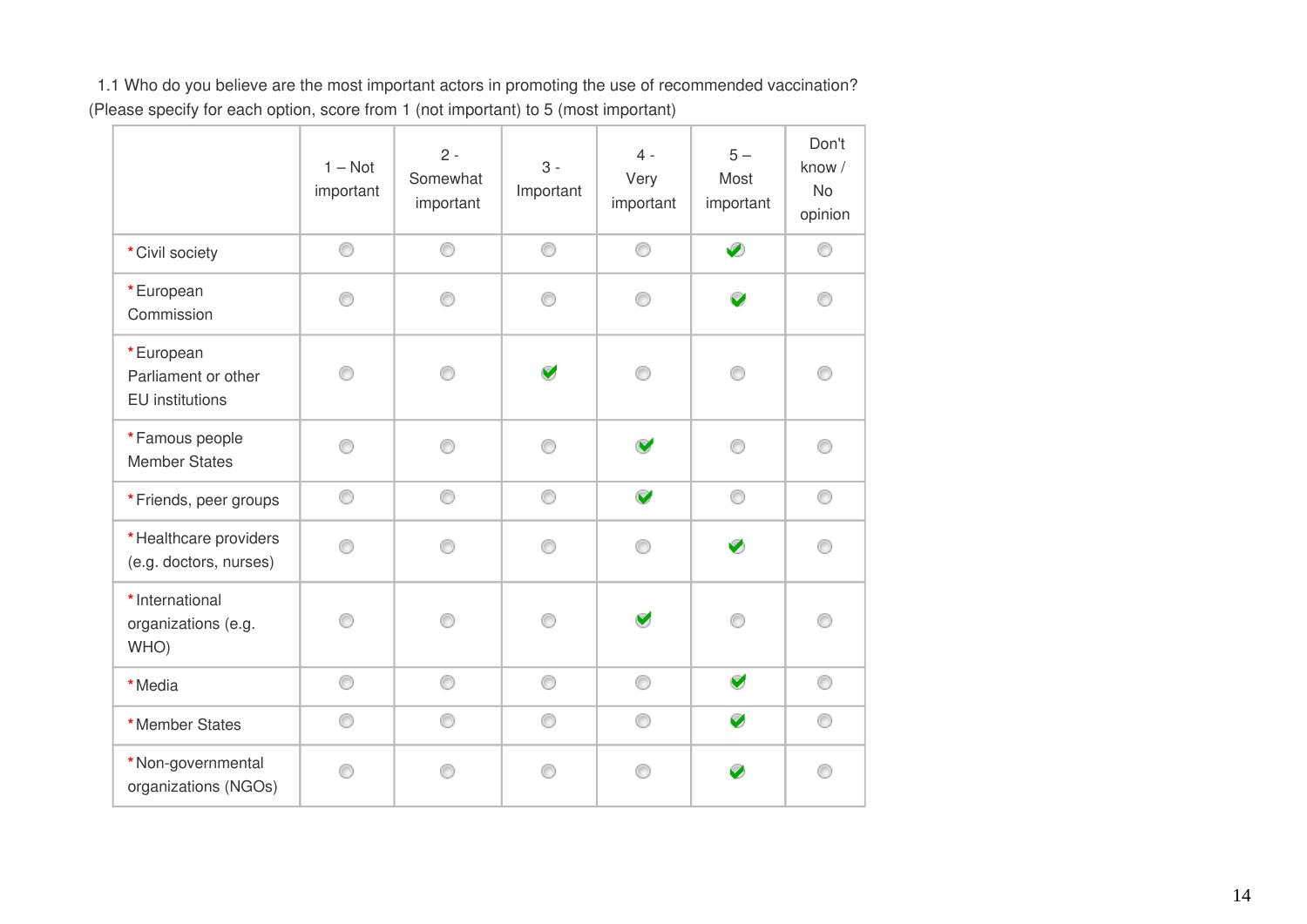1.1 Who do you believe are the most important actors in promoting the use of recommended vaccination? (Please specify for each option, score from 1 (not important) to 5 (most important)

| | 1 – Not important | 2 - Somewhat important | 3 - Important | 4 - Very important | 5 – Most important | Don't know / No opinion |
|---|---|---|---|---|---|---|
| *Civil society | | | | | ✔ | |
| *European Commission | | | | | ✔ | |
| *European Parliament or other EU institutions | | | ✔ | | | |
| *Famous people Member States | | | | ✔ | | |
| *Friends, peer groups | | | | ✔ | | |
| *Healthcare providers (e.g. doctors, nurses) | | | | | ✔ | |
| *International organizations (e.g. WHO) | | | | ✔ | | |
| *Media | | | | | ✔ | |
| *Member States | | | | | ✔ | |
| *Non-governmental organizations (NGOs) | | | | | ✔ | |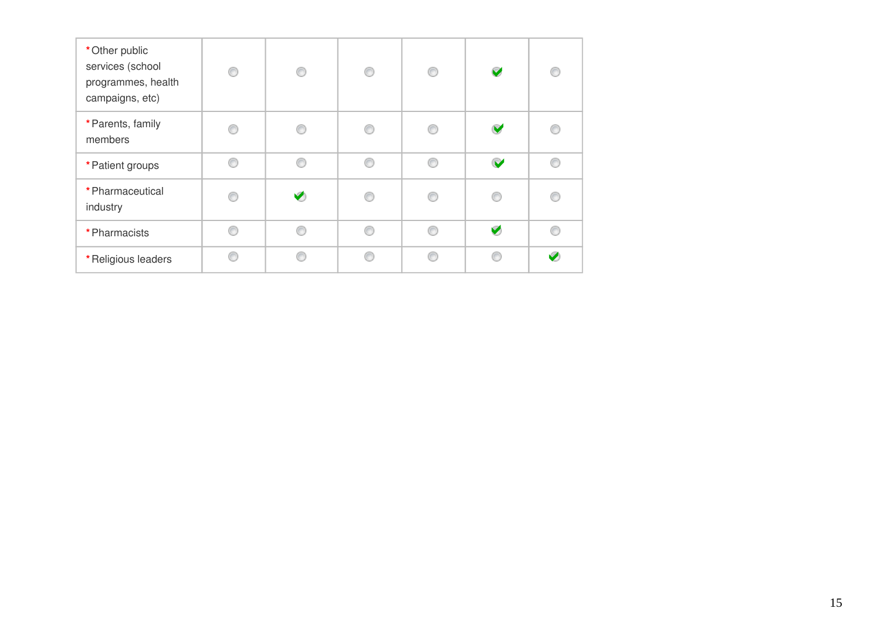| | | | | | | |
|---|---|---|---|---|---|---|
| * Other public services (school programmes, health campaigns, etc) | ○ | ○ | ○ | ○ | ✔ | ○ |
| * Parents, family members | ○ | ○ | ○ | ○ | ✔ | ○ |
| * Patient groups | ○ | ○ | ○ | ○ | ✔ | ○ |
| * Pharmaceutical industry | ○ | ✔ | ○ | ○ | ○ | ○ |
| * Pharmacists | ○ | ○ | ○ | ○ | ✔ | ○ |
| * Religious leaders | ○ | ○ | ○ | ○ | ○ | ✔ |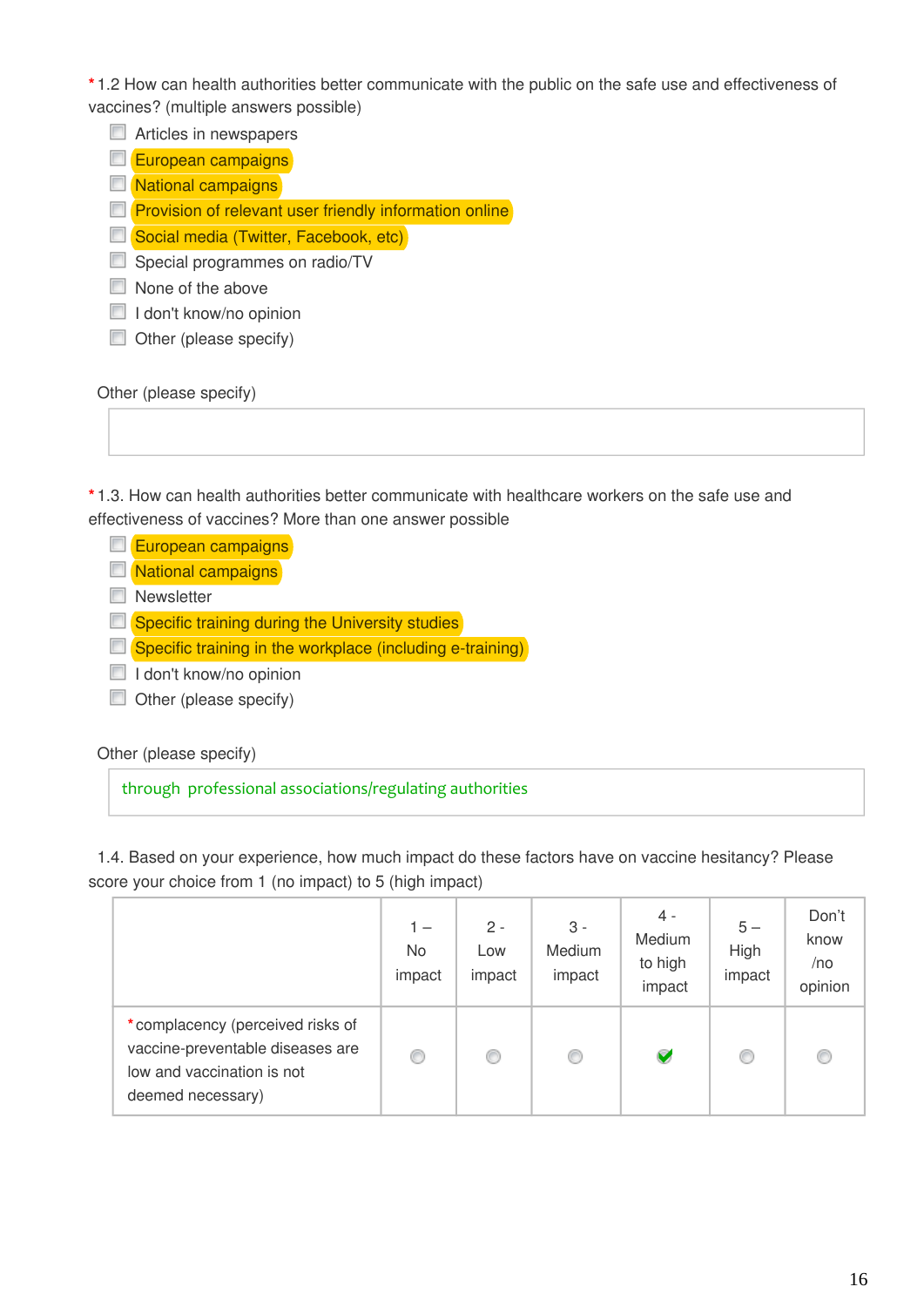\*1.2 How can health authorities better communicate with the public on the safe use and effectiveness of vaccines? (multiple answers possible)

- [ ] Articles in newspapers
- [ ] European campaigns
- [ ] National campaigns
- [ ] Provision of relevant user friendly information online
- [ ] Social media (Twitter, Facebook, etc)
- [ ] Special programmes on radio/TV
- [ ] None of the above
- [ ] I don't know/no opinion
- [ ] Other (please specify)

Other (please specify)

\*1.3. How can health authorities better communicate with healthcare workers on the safe use and effectiveness of vaccines? More than one answer possible

- [ ] European campaigns
- [ ] National campaigns
- [ ] Newsletter
- [ ] Specific training during the University studies
- [ ] Specific training in the workplace (including e-training)
- [ ] I don't know/no opinion
- [ ] Other (please specify)

Other (please specify)

through professional associations/regulating authorities

1.4. Based on your experience, how much impact do these factors have on vaccine hesitancy? Please score your choice from 1 (no impact) to 5 (high impact)

| | 1 – No impact | 2 - Low impact | 3 - Medium impact | 4 - Medium to high impact | 5 – High impact | Don't know /no opinion |
|---|---|---|---|---|---|---|
| \*complacency (perceived risks of vaccine-preventable diseases are low and vaccination is not deemed necessary) | ○ | ○ | ○ | ✔ | ○ | ○ |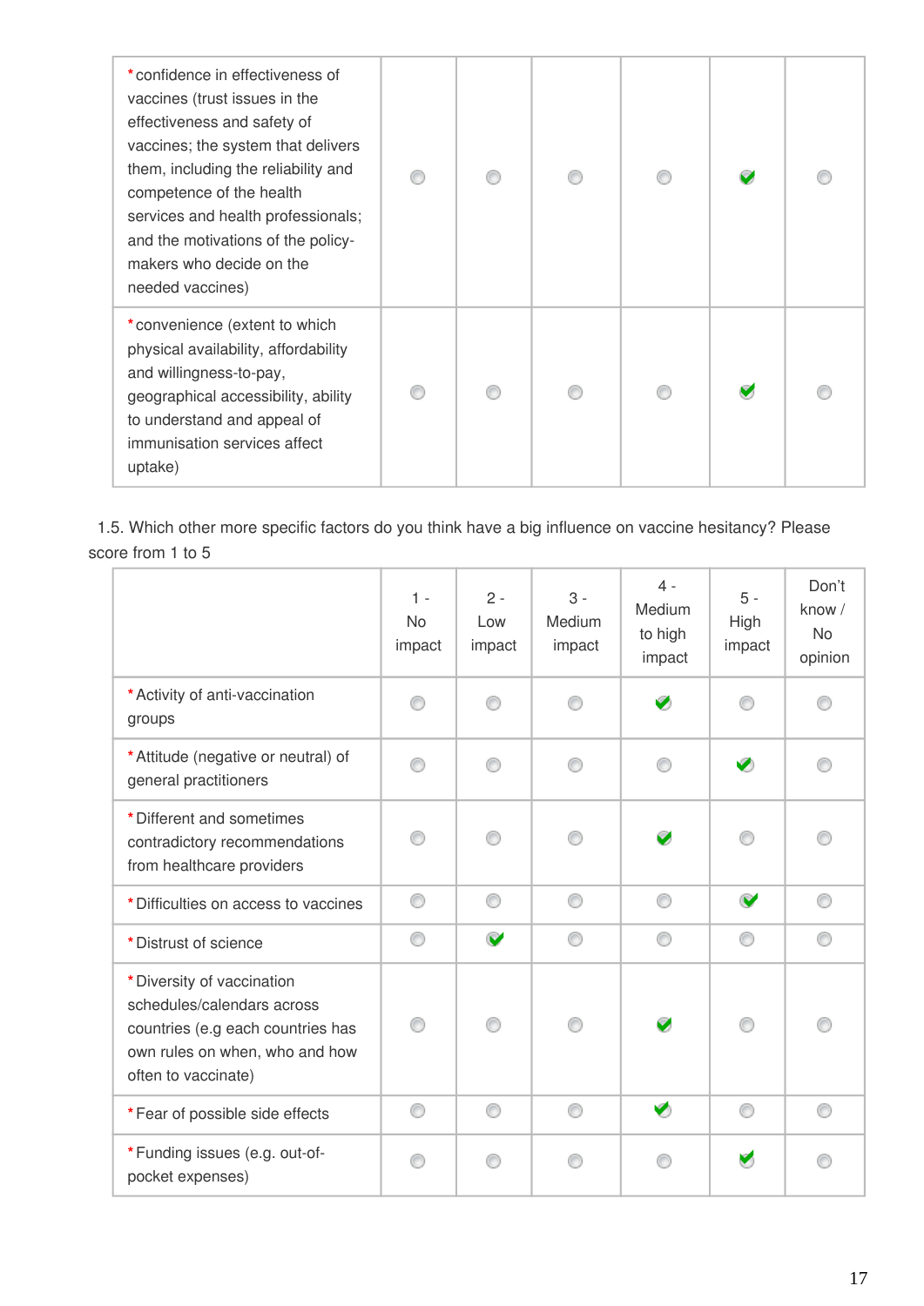| | | | | | | |
|---|---|---|---|---|---|---|
| * confidence in effectiveness of vaccines (trust issues in the effectiveness and safety of vaccines; the system that delivers them, including the reliability and competence of the health services and health professionals; and the motivations of the policy-makers who decide on the needed vaccines) | | | | | ✔ | |
| * convenience (extent to which physical availability, affordability and willingness-to-pay, geographical accessibility, ability to understand and appeal of immunisation services affect uptake) | | | | | ✔ | |

1.5. Which other more specific factors do you think have a big influence on vaccine hesitancy? Please score from 1 to 5

| | 1 - No impact | 2 - Low impact | 3 - Medium impact | 4 - Medium to high impact | 5 - High impact | Don't know / No opinion |
|---|---|---|---|---|---|---|
| * Activity of anti-vaccination groups | | | | ✔ | | |
| * Attitude (negative or neutral) of general practitioners | | | | | ✔ | |
| * Different and sometimes contradictory recommendations from healthcare providers | | | | ✔ | | |
| * Difficulties on access to vaccines | | | | | ✔ | |
| * Distrust of science | | ✔ | | | | |
| * Diversity of vaccination schedules/calendars across countries (e.g each countries has own rules on when, who and how often to vaccinate) | | | | ✔ | | |
| * Fear of possible side effects | | | | ✔ | | |
| * Funding issues (e.g. out-of-pocket expenses) | | | | | ✔ | |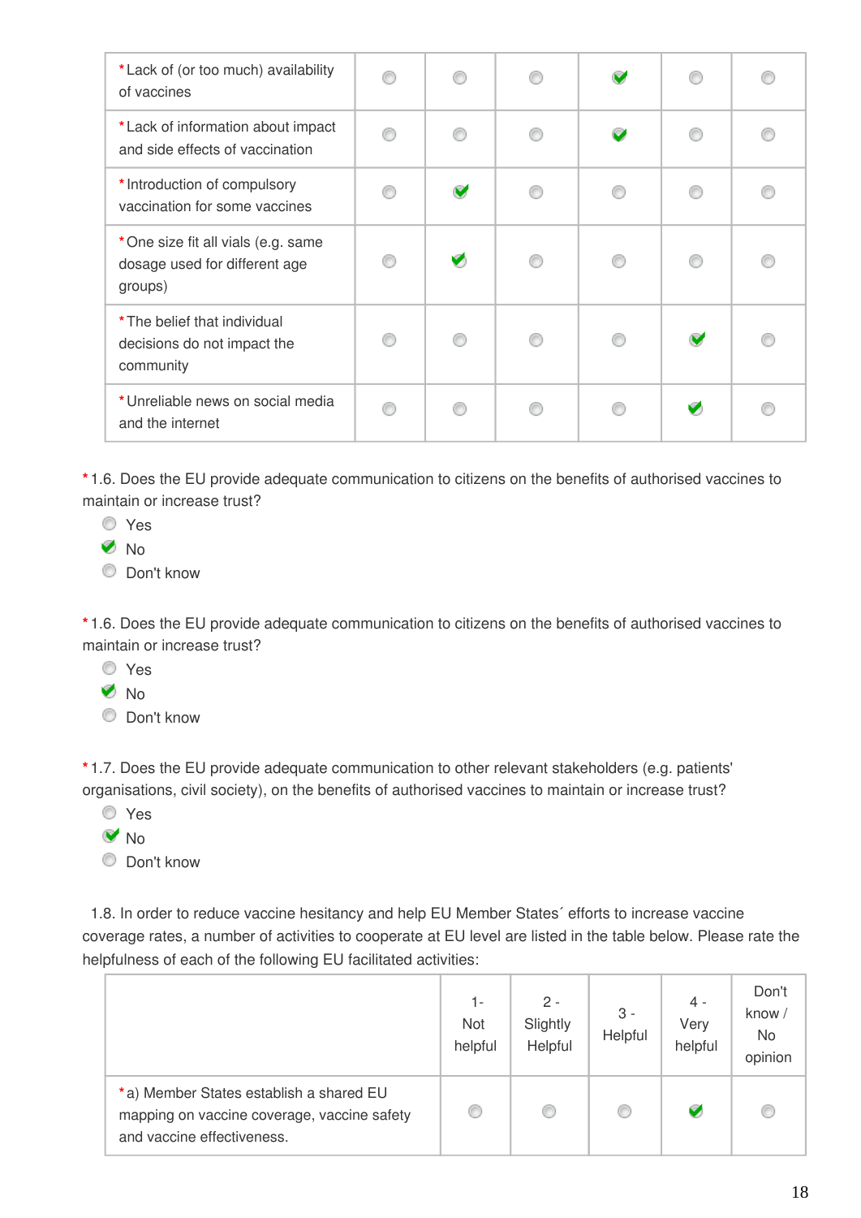| | | | | | | |
|---|---|---|---|---|---|---|
| * Lack of (or too much) availability of vaccines | ◯ | ◯ | ◯ | ✔ | ◯ | ◯ |
| * Lack of information about impact and side effects of vaccination | ◯ | ◯ | ◯ | ✔ | ◯ | ◯ |
| * Introduction of compulsory vaccination for some vaccines | ◯ | ✔ | ◯ | ◯ | ◯ | ◯ |
| * One size fit all vials (e.g. same dosage used for different age groups) | ◯ | ✔ | ◯ | ◯ | ◯ | ◯ |
| * The belief that individual decisions do not impact the community | ◯ | ◯ | ◯ | ◯ | ✔ | ◯ |
| * Unreliable news on social media and the internet | ◯ | ◯ | ◯ | ◯ | ✔ | ◯ |

* 1.6. Does the EU provide adequate communication to citizens on the benefits of authorised vaccines to maintain or increase trust?

- ◯ Yes
- ✔ No
- ◯ Don't know

* 1.6. Does the EU provide adequate communication to citizens on the benefits of authorised vaccines to maintain or increase trust?

- ◯ Yes
- ✔ No
- ◯ Don't know

* 1.7. Does the EU provide adequate communication to other relevant stakeholders (e.g. patients' organisations, civil society), on the benefits of authorised vaccines to maintain or increase trust?

- ◯ Yes
- ✔ No
- ◯ Don't know

1.8. In order to reduce vaccine hesitancy and help EU Member States´ efforts to increase vaccine coverage rates, a number of activities to cooperate at EU level are listed in the table below. Please rate the helpfulness of each of the following EU facilitated activities:

| | 1- Not helpful | 2 - Slightly Helpful | 3 - Helpful | 4 - Very helpful | Don't know / No opinion |
|---|---|---|---|---|---|
| * a) Member States establish a shared EU mapping on vaccine coverage, vaccine safety and vaccine effectiveness. | ◯ | ◯ | ◯ | ✔ | ◯ |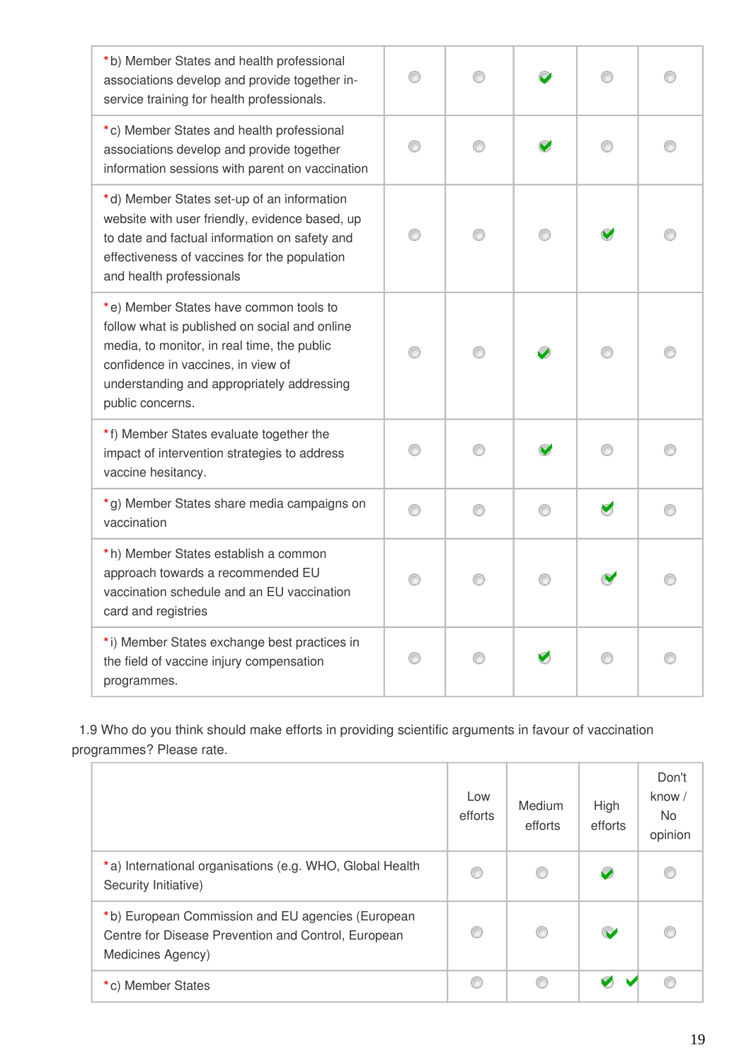| | | | | | |
|---|---|---|---|---|---|
| *b) Member States and health professional associations develop and provide together in-service training for health professionals. | | | ✔ | | |
| *c) Member States and health professional associations develop and provide together information sessions with parent on vaccination | | | ✔ | | |
| *d) Member States set-up of an information website with user friendly, evidence based, up to date and factual information on safety and effectiveness of vaccines for the population and health professionals | | | | ✔ | |
| *e) Member States have common tools to follow what is published on social and online media, to monitor, in real time, the public confidence in vaccines, in view of understanding and appropriately addressing public concerns. | | | ✔ | | |
| *f) Member States evaluate together the impact of intervention strategies to address vaccine hesitancy. | | | ✔ | | |
| *g) Member States share media campaigns on vaccination | | | | ✔ | |
| *h) Member States establish a common approach towards a recommended EU vaccination schedule and an EU vaccination card and registries | | | | ✔ | |
| *i) Member States exchange best practices in the field of vaccine injury compensation programmes. | | | ✔ | | |

1.9 Who do you think should make efforts in providing scientific arguments in favour of vaccination programmes? Please rate.

| | Low efforts | Medium efforts | High efforts | Don't know / No opinion |
|---|---|---|---|---|
| *a) International organisations (e.g. WHO, Global Health Security Initiative) | | | ✔ | |
| *b) European Commission and EU agencies (European Centre for Disease Prevention and Control, European Medicines Agency) | | | ✔ | |
| *c) Member States | | | ✔ | |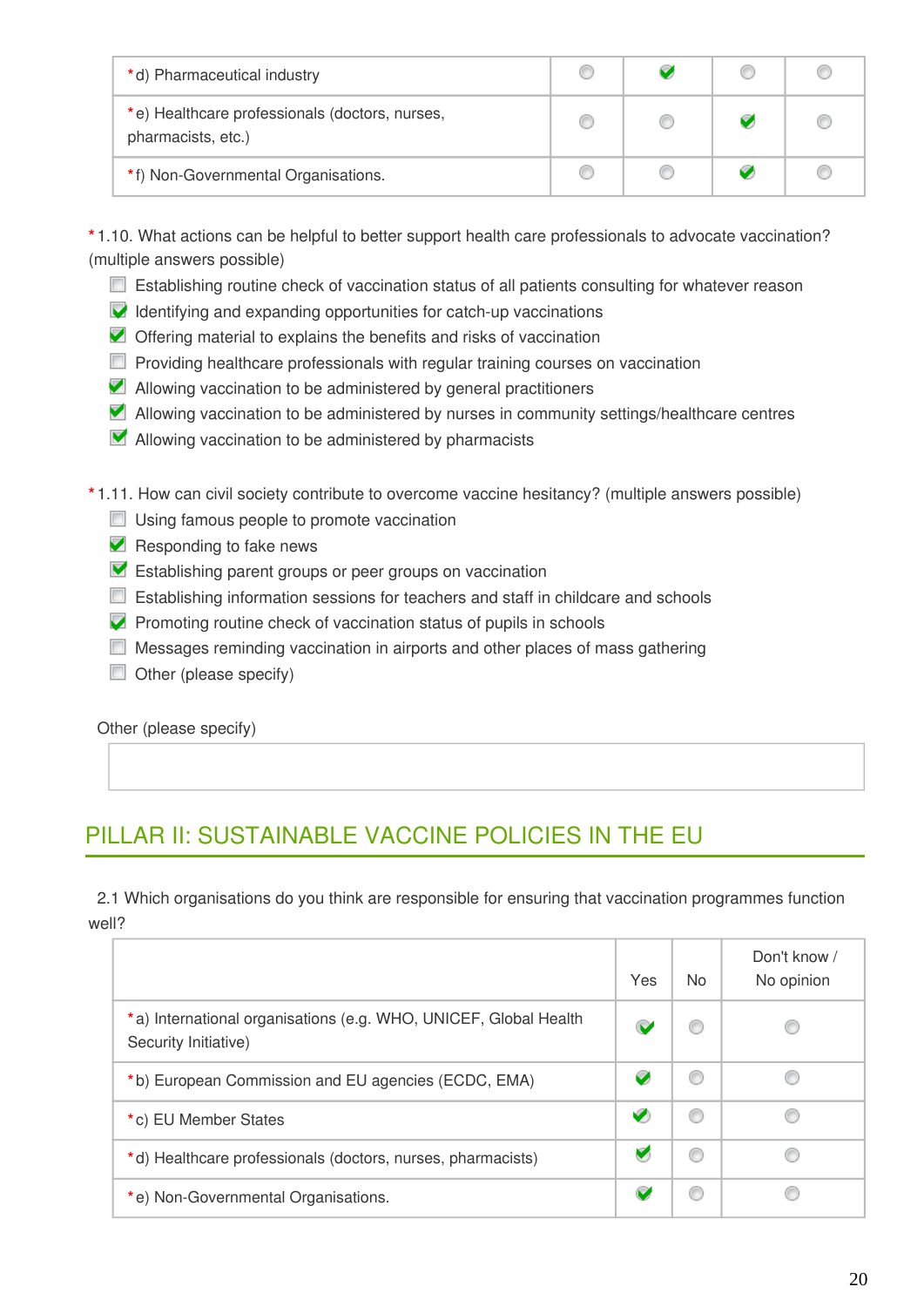| | | | | |
|---|---|---|---|---|
| *d) Pharmaceutical industry | ○ | ✔ | ○ | ○ |
| *e) Healthcare professionals (doctors, nurses, pharmacists, etc.) | ○ | ○ | ✔ | ○ |
| *f) Non-Governmental Organisations. | ○ | ○ | ✔ | ○ |

*1.10. What actions can be helpful to better support health care professionals to advocate vaccination? (multiple answers possible)

- [ ] Establishing routine check of vaccination status of all patients consulting for whatever reason
- [x] Identifying and expanding opportunities for catch-up vaccinations
- [x] Offering material to explains the benefits and risks of vaccination
- [ ] Providing healthcare professionals with regular training courses on vaccination
- [x] Allowing vaccination to be administered by general practitioners
- [x] Allowing vaccination to be administered by nurses in community settings/healthcare centres
- [x] Allowing vaccination to be administered by pharmacists

*1.11. How can civil society contribute to overcome vaccine hesitancy? (multiple answers possible)

- [ ] Using famous people to promote vaccination
- [x] Responding to fake news
- [x] Establishing parent groups or peer groups on vaccination
- [ ] Establishing information sessions for teachers and staff in childcare and schools
- [x] Promoting routine check of vaccination status of pupils in schools
- [ ] Messages reminding vaccination in airports and other places of mass gathering
- [ ] Other (please specify)

Other (please specify)

## PILLAR II: SUSTAINABLE VACCINE POLICIES IN THE EU

2.1 Which organisations do you think are responsible for ensuring that vaccination programmes function well?

| | Yes | No | Don't know / No opinion |
|---|---|---|---|
| *a) International organisations (e.g. WHO, UNICEF, Global Health Security Initiative) | ✔ | ○ | ○ |
| *b) European Commission and EU agencies (ECDC, EMA) | ✔ | ○ | ○ |
| *c) EU Member States | ✔ | ○ | ○ |
| *d) Healthcare professionals (doctors, nurses, pharmacists) | ✔ | ○ | ○ |
| *e) Non-Governmental Organisations. | ✔ | ○ | ○ |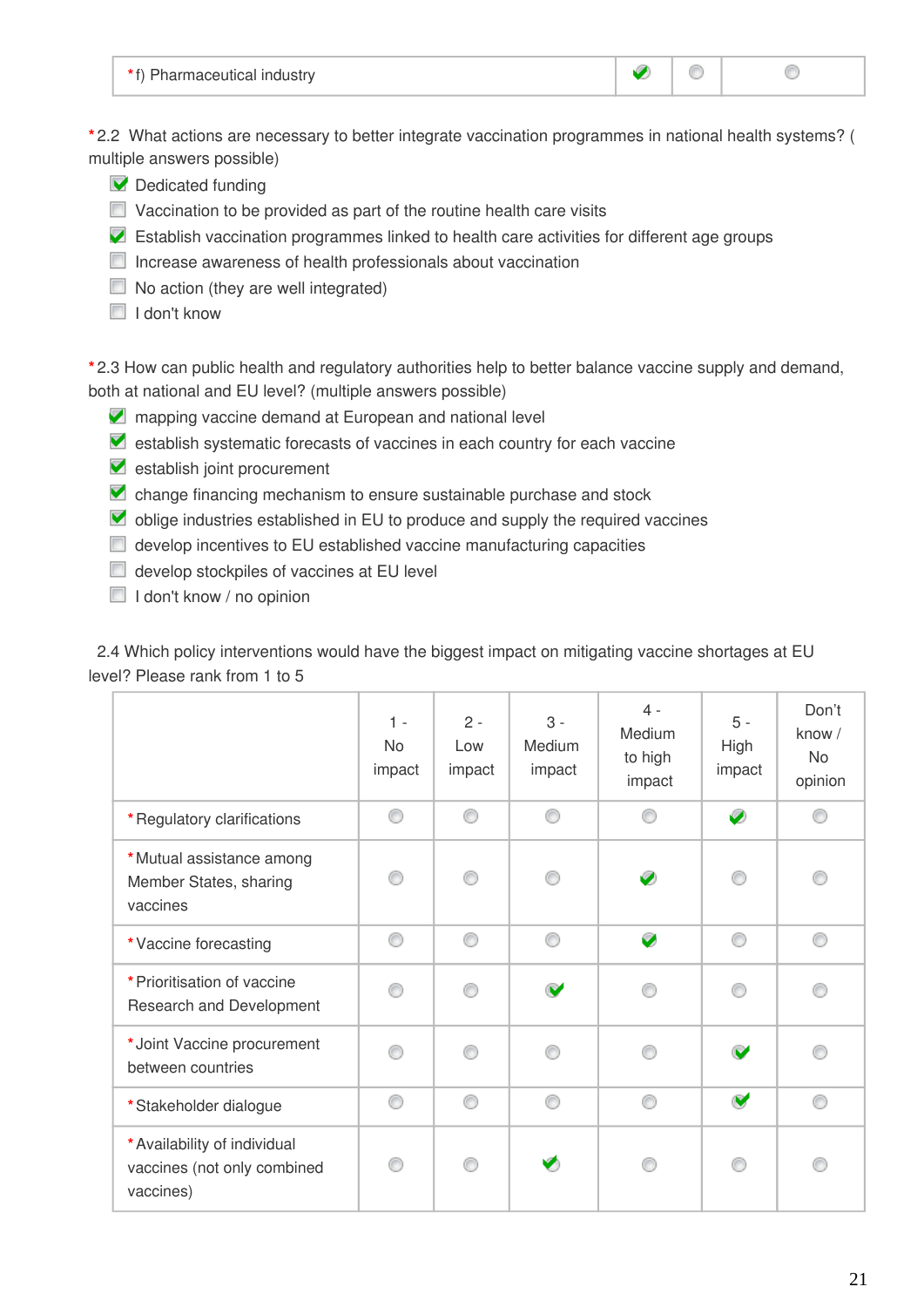| *f) Pharmaceutical industry | ☑ | ○ | ○ |
|---|---|---|---|

*2.2 What actions are necessary to better integrate vaccination programmes in national health systems? ( multiple answers possible)

- ☑ Dedicated funding
- ☐ Vaccination to be provided as part of the routine health care visits
- ☑ Establish vaccination programmes linked to health care activities for different age groups
- ☐ Increase awareness of health professionals about vaccination
- ☐ No action (they are well integrated)
- ☐ I don't know

*2.3 How can public health and regulatory authorities help to better balance vaccine supply and demand, both at national and EU level? (multiple answers possible)

- ☑ mapping vaccine demand at European and national level
- ☑ establish systematic forecasts of vaccines in each country for each vaccine
- ☑ establish joint procurement
- ☑ change financing mechanism to ensure sustainable purchase and stock
- ☑ oblige industries established in EU to produce and supply the required vaccines
- ☐ develop incentives to EU established vaccine manufacturing capacities
- ☐ develop stockpiles of vaccines at EU level
- ☐ I don't know / no opinion

2.4 Which policy interventions would have the biggest impact on mitigating vaccine shortages at EU level? Please rank from 1 to 5

| | 1 - No impact | 2 - Low impact | 3 - Medium impact | 4 - Medium to high impact | 5 - High impact | Don't know / No opinion |
|---|---|---|---|---|---|---|
| *Regulatory clarifications | ○ | ○ | ○ | ○ | ☑ | ○ |
| *Mutual assistance among Member States, sharing vaccines | ○ | ○ | ○ | ☑ | ○ | ○ |
| *Vaccine forecasting | ○ | ○ | ○ | ☑ | ○ | ○ |
| *Prioritisation of vaccine Research and Development | ○ | ○ | ☑ | ○ | ○ | ○ |
| *Joint Vaccine procurement between countries | ○ | ○ | ○ | ○ | ☑ | ○ |
| *Stakeholder dialogue | ○ | ○ | ○ | ○ | ☑ | ○ |
| *Availability of individual vaccines (not only combined vaccines) | ○ | ○ | ☑ | ○ | ○ | ○ |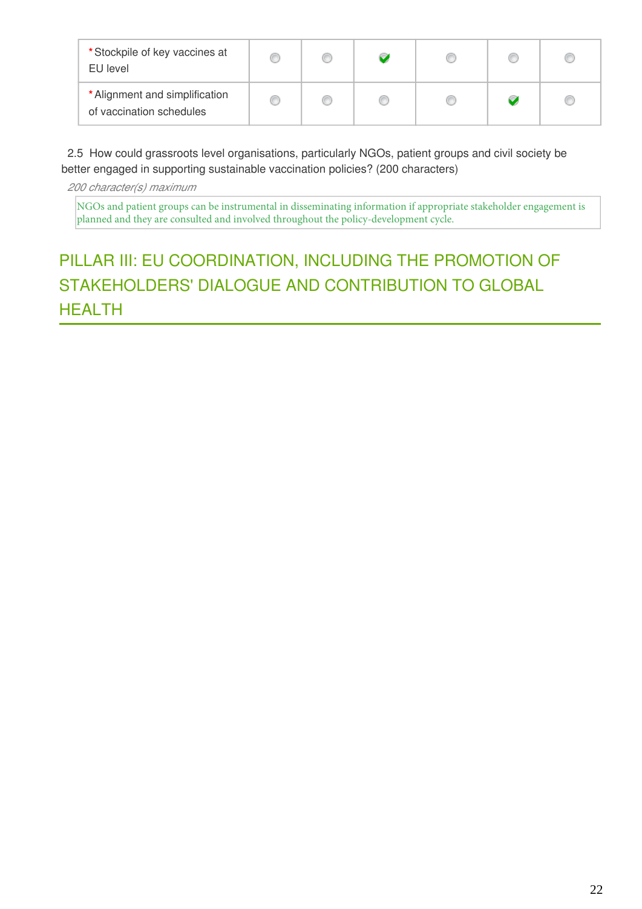| | | | | | | |
|---|---|---|---|---|---|---|
| * Stockpile of key vaccines at EU level | | | ✔ | | | |
| * Alignment and simplification of vaccination schedules | | | | | ✔ | |

2.5 How could grassroots level organisations, particularly NGOs, patient groups and civil society be better engaged in supporting sustainable vaccination policies? (200 characters)

*200 character(s) maximum*

NGOs and patient groups can be instrumental in disseminating information if appropriate stakeholder engagement is planned and they are consulted and involved throughout the policy-development cycle.

## PILLAR III: EU COORDINATION, INCLUDING THE PROMOTION OF STAKEHOLDERS' DIALOGUE AND CONTRIBUTION TO GLOBAL HEALTH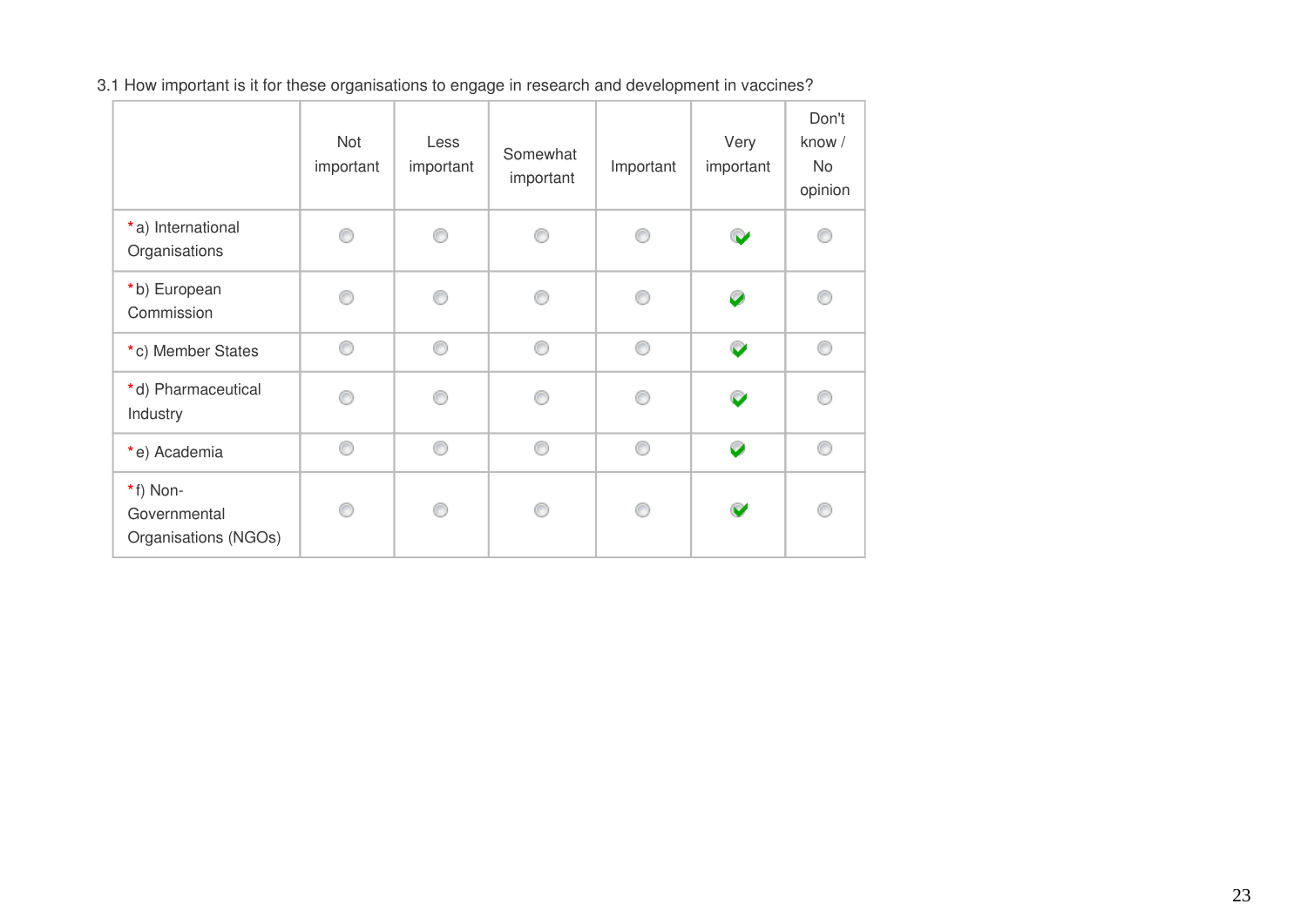3.1 How important is it for these organisations to engage in research and development in vaccines?

| | Not important | Less important | Somewhat important | Important | Very important | Don't know / No opinion |
|---|---|---|---|---|---|---|
| *a) International Organisations | | | | | ✔ | |
| *b) European Commission | | | | | ✔ | |
| *c) Member States | | | | | ✔ | |
| *d) Pharmaceutical Industry | | | | | ✔ | |
| *e) Academia | | | | | ✔ | |
| *f) Non-Governmental Organisations (NGOs) | | | | | ✔ | |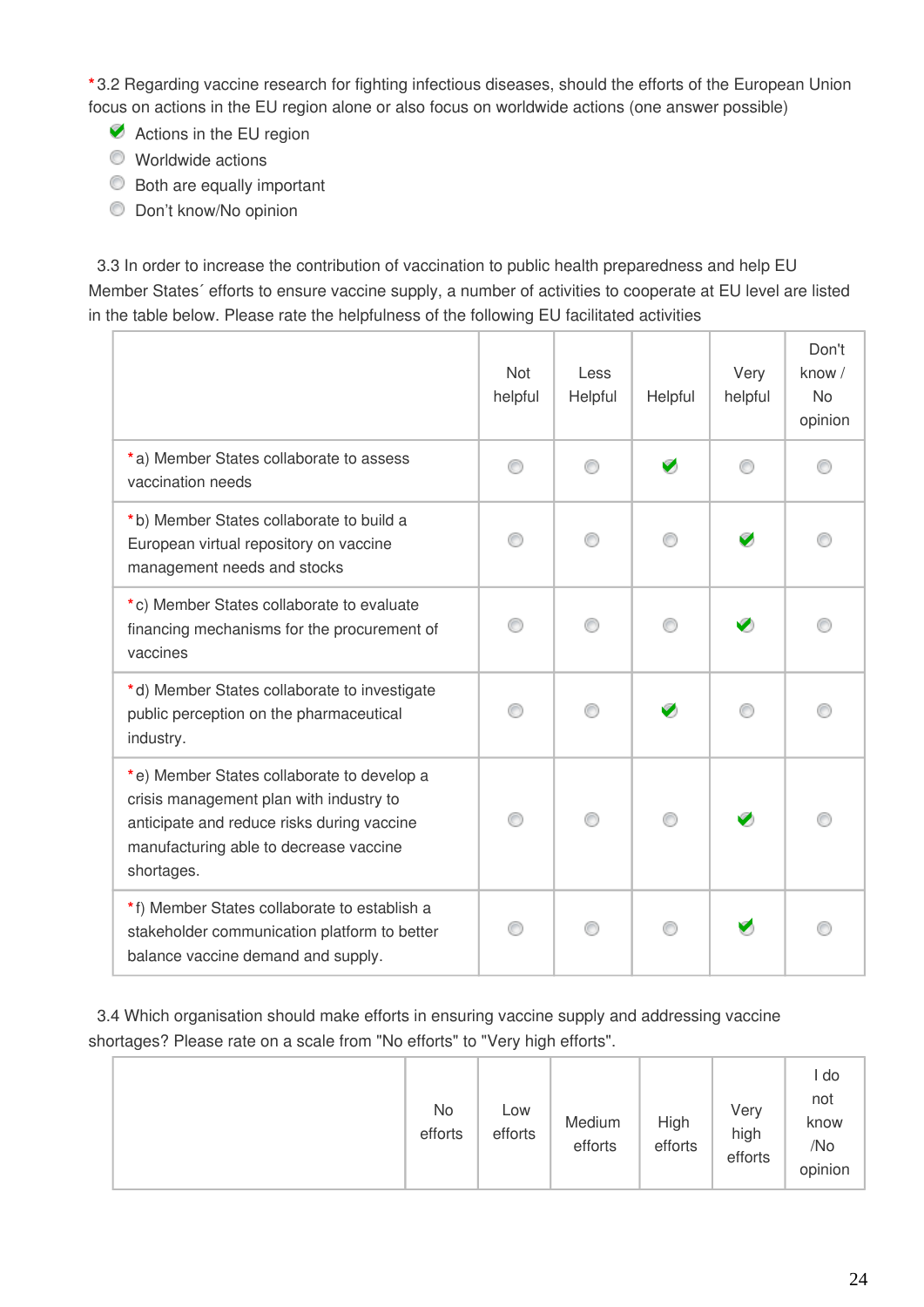*3.2 Regarding vaccine research for fighting infectious diseases, should the efforts of the European Union focus on actions in the EU region alone or also focus on worldwide actions (one answer possible)

- [x] Actions in the EU region
- [ ] Worldwide actions
- [ ] Both are equally important
- [ ] Don't know/No opinion

3.3 In order to increase the contribution of vaccination to public health preparedness and help EU Member States´ efforts to ensure vaccine supply, a number of activities to cooperate at EU level are listed in the table below. Please rate the helpfulness of the following EU facilitated activities

| | Not helpful | Less Helpful | Helpful | Very helpful | Don't know / No opinion |
|---|---|---|---|---|---|
| *a) Member States collaborate to assess vaccination needs | | | ✔ | | |
| *b) Member States collaborate to build a European virtual repository on vaccine management needs and stocks | | | | ✔ | |
| *c) Member States collaborate to evaluate financing mechanisms for the procurement of vaccines | | | | ✔ | |
| *d) Member States collaborate to investigate public perception on the pharmaceutical industry. | | | ✔ | | |
| *e) Member States collaborate to develop a crisis management plan with industry to anticipate and reduce risks during vaccine manufacturing able to decrease vaccine shortages. | | | | ✔ | |
| *f) Member States collaborate to establish a stakeholder communication platform to better balance vaccine demand and supply. | | | | ✔ | |

3.4 Which organisation should make efforts in ensuring vaccine supply and addressing vaccine shortages? Please rate on a scale from "No efforts" to "Very high efforts".

| | No efforts | Low efforts | Medium efforts | High efforts | Very high efforts | I do not know /No opinion |
|---|---|---|---|---|---|---|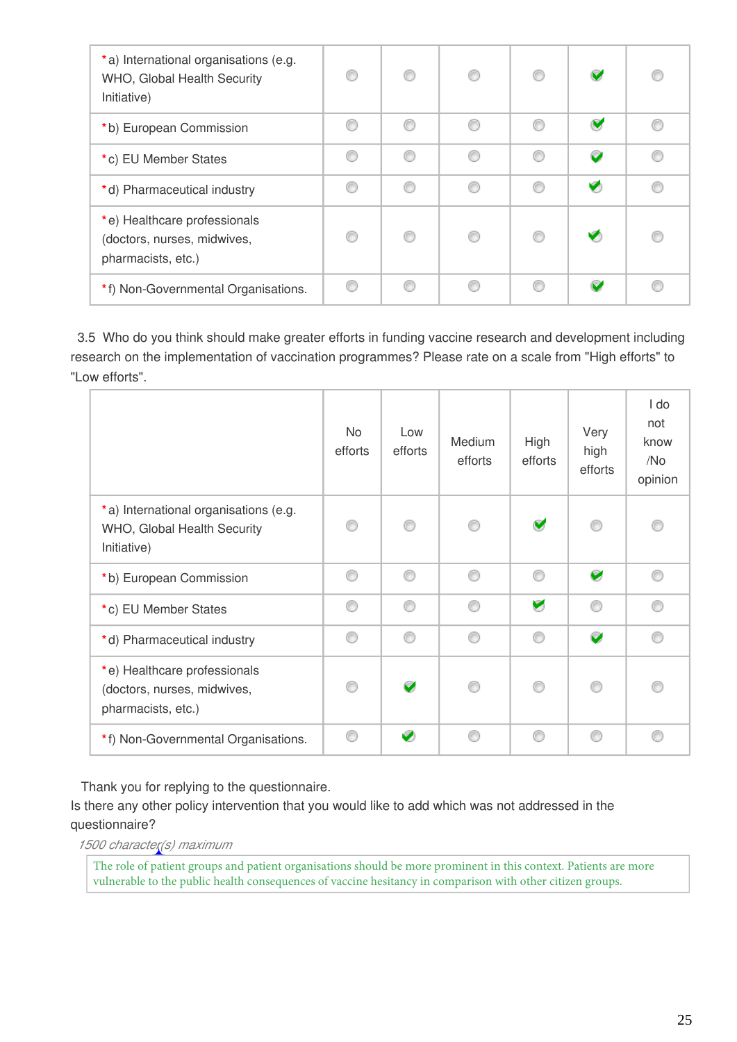| | | | | | | |
|---|---|---|---|---|---|---|
| *a) International organisations (e.g. WHO, Global Health Security Initiative) | | | | | ✔ | |
| *b) European Commission | | | | | ✔ | |
| *c) EU Member States | | | | | ✔ | |
| *d) Pharmaceutical industry | | | | | ✔ | |
| *e) Healthcare professionals (doctors, nurses, midwives, pharmacists, etc.) | | | | | ✔ | |
| *f) Non-Governmental Organisations. | | | | | ✔ | |

3.5 Who do you think should make greater efforts in funding vaccine research and development including research on the implementation of vaccination programmes? Please rate on a scale from "High efforts" to "Low efforts".

| | No efforts | Low efforts | Medium efforts | High efforts | Very high efforts | I do not know /No opinion |
|---|---|---|---|---|---|---|
| *a) International organisations (e.g. WHO, Global Health Security Initiative) | | | | ✔ | | |
| *b) European Commission | | | | | ✔ | |
| *c) EU Member States | | | | ✔ | | |
| *d) Pharmaceutical industry | | | | | ✔ | |
| *e) Healthcare professionals (doctors, nurses, midwives, pharmacists, etc.) | | ✔ | | | | |
| *f) Non-Governmental Organisations. | | ✔ | | | | |

Thank you for replying to the questionnaire.
Is there any other policy intervention that you would like to add which was not addressed in the questionnaire?

*1500 character(s) maximum*

The role of patient groups and patient organisations should be more prominent in this context. Patients are more vulnerable to the public health consequences of vaccine hesitancy in comparison with other citizen groups.